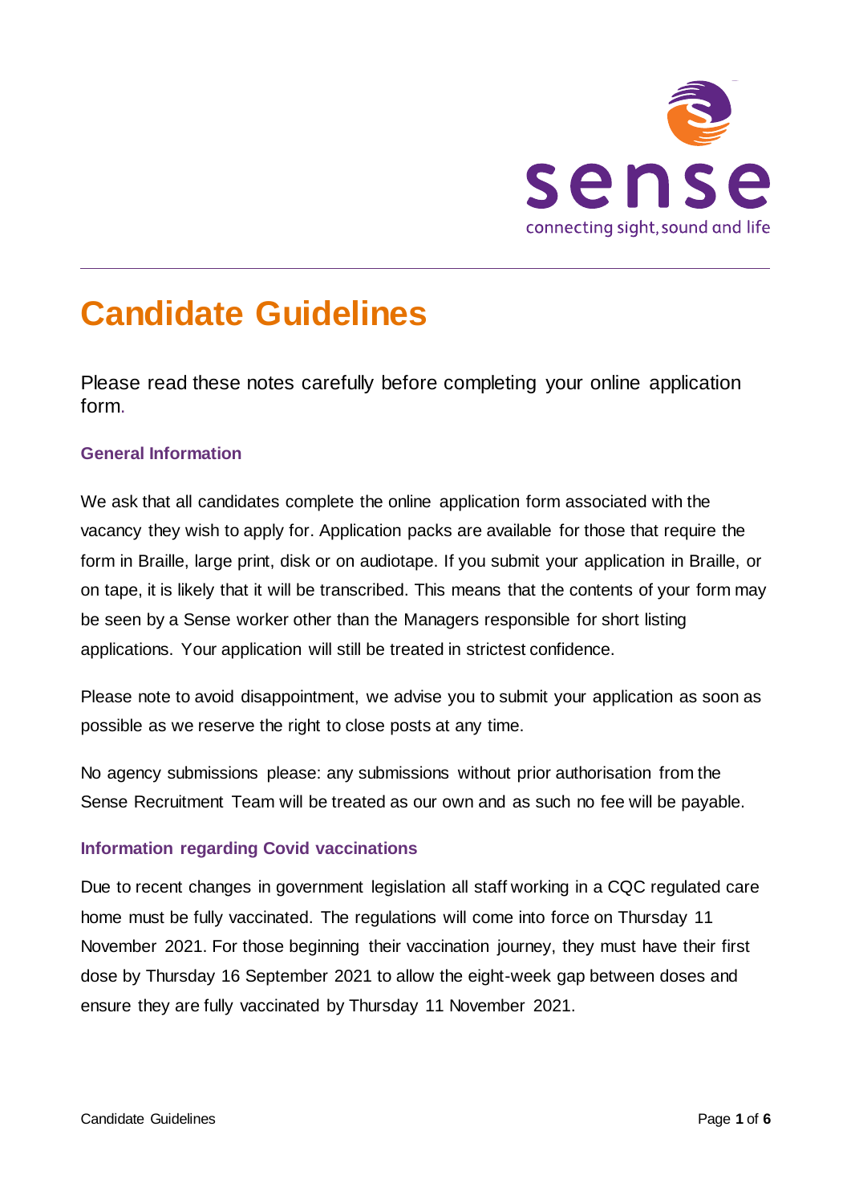# Candidate Guidelines

Please read these notes carefully before completing your online application form.

## General Information

We ask that all candidates complete the online application form associated with the vacancy they wish to apply for. Application packs are available for those that require the form in Braille, large print, disk or on audiotape. If you submit your application in Braille, or on tape, it is likely that it will be transcribed. This means that the contents of your form may be seen by a Sense worker other than the Managers responsible for short listing applications. Your application will still be treated in strictest confidence.

Please note to avoid disappointment, we advise you to submit your application as soon as possible as we reserve the right to close posts at any time.

No agency submissions please: any submissions without prior authorisation from the Sense Recruitment Team will be treated as our own and as such no fee will be payable.

## Information regarding Covid vaccinations

Due to recent changes in government legislation all staff working in a CQC regulated care home must be fully vaccinated. The regulations will come into force on Thursday 11 November 2021. For those beginning their vaccination journey, they must have their first dose by Thursday 16 September 2021 to allow the eight-week gap between doses and ensure they are fully vaccinated by Thursday 11 November 2021.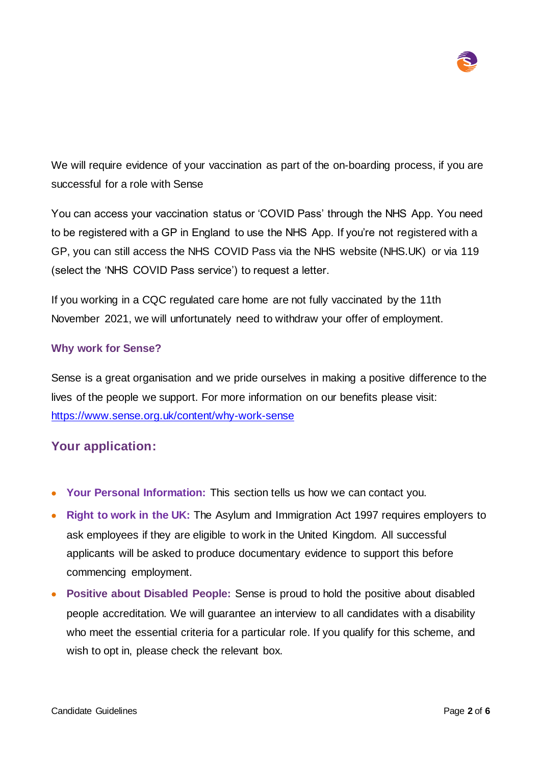We will require evidence of your vaccination as part of the on-boarding process, if you are successful for a role with Sense

You can access your vaccination status or 'COVID Pass' through the NHS App. You need to be registered with a GP in England to use the NHS App. If you're not registered with a GP, you can still access the NHS COVID Pass via the NHS website (NHS.UK) or via 119 (select the 'NHS COVID Pass service') to request a letter.

If you working in a CQC regulated care home are not fully vaccinated by the 11th November 2021, we will unfortunately need to withdraw your offer of employment.

### Why work for Sense?

Sense is a great organisation and we pride ourselves in making a positive difference to the lives of the people we support. For more information on our benefits please visit: https://www.sense.org.uk/content/why-work-sense

## Your application:

- **Your Personal Information:** This section tells us how we can contact you.
- **Right to work in the UK:** The Asylum and Immigration Act 1997 requires employers to ask employees if they are eligible to work in the United Kingdom. All successful applicants will be asked to produce documentary evidence to support this before commencing employment.
- **Positive about Disabled People:** Sense is proud to hold the positive about disabled people accreditation. We will guarantee an interview to all candidates with a disability who meet the essential criteria for a particular role. If you qualify for this scheme, and wish to opt in, please check the relevant box.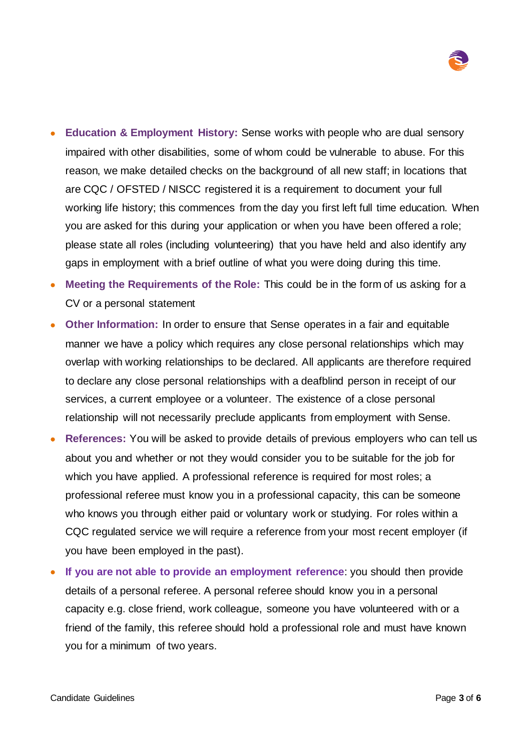- **Education & Employment History:** Sense works with people who are dual sensory impaired with other disabilities, some of whom could be vulnerable to abuse. For this reason, we make detailed checks on the background of all new staff; in locations that are CQC / OFSTED / NISCC registered it is a requirement to document your full working life history; this commences from the day you first left full time education. When you are asked for this during your application or when you have been offered a role; please state all roles (including volunteering) that you have held and also identify any gaps in employment with a brief outline of what you were doing during this time.
- **Meeting the Requirements of the Role:** This could be in the form of us asking for a CV or a personal statement
- **Other Information:** In order to ensure that Sense operates in a fair and equitable manner we have a policy which requires any close personal relationships which may overlap with working relationships to be declared. All applicants are therefore required to declare any close personal relationships with a deafblind person in receipt of our services, a current employee or a volunteer. The existence of a close personal relationship will not necessarily preclude applicants from employment with Sense.
- **References:** You will be asked to provide details of previous employers who can tell us about you and whether or not they would consider you to be suitable for the job for which you have applied. A professional reference is required for most roles; a professional referee must know you in a professional capacity, this can be someone who knows you through either paid or voluntary work or studying. For roles within a CQC regulated service we will require a reference from your most recent employer (if you have been employed in the past).
- **If you are not able to provide an employment reference**: you should then provide details of a personal referee. A personal referee should know you in a personal capacity e.g. close friend, work colleague, someone you have volunteered with or a friend of the family, this referee should hold a professional role and must have known you for a minimum of two years.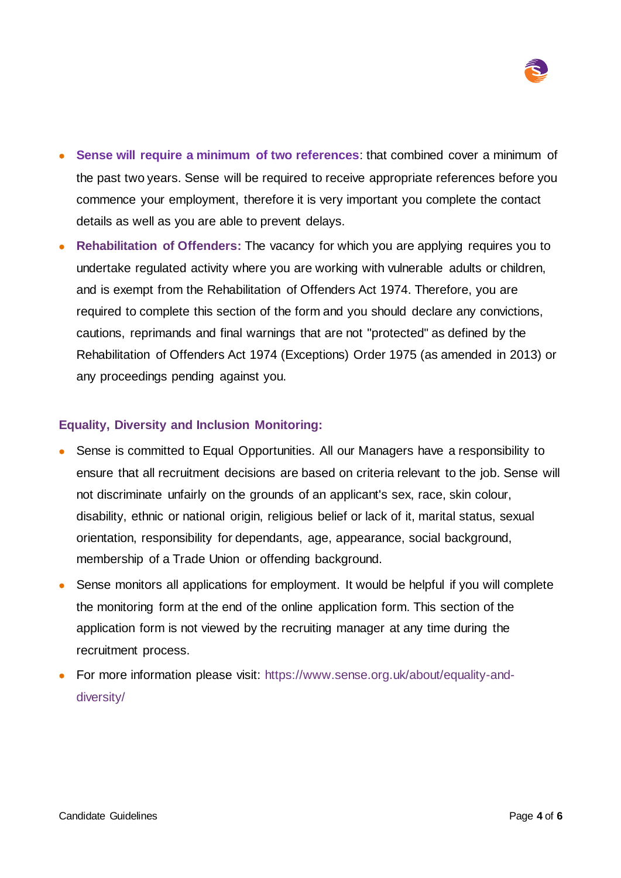- **Sense will require a minimum of two references**: that combined cover a minimum of the past two years. Sense will be required to receive appropriate references before you commence your employment, therefore it is very important you complete the contact details as well as you are able to prevent delays.
- **Rehabilitation of Offenders:** The vacancy for which you are applying requires you to undertake regulated activity where you are working with vulnerable adults or children, and is exempt from the Rehabilitation of Offenders Act 1974. Therefore, you are required to complete this section of the form and you should declare any convictions, cautions, reprimands and final warnings that are not "protected" as defined by the Rehabilitation of Offenders Act 1974 (Exceptions) Order 1975 (as amended in 2013) or any proceedings pending against you.

**Equality, Diversity and Inclusion Monitoring:**

- Sense is committed to Equal Opportunities. All our Managers have a responsibility to ensure that all recruitment decisions are based on criteria relevant to the job. Sense will not discriminate unfairly on the grounds of an applicant's sex, race, skin colour, disability, ethnic or national origin, religious belief or lack of it, marital status, sexual orientation, responsibility for dependants, age, appearance, social background, membership of a Trade Union or offending background.
- Sense monitors all applications for employment. It would be helpful if you will complete the monitoring form at the end of the online application form. This section of the application form is not viewed by the recruiting manager at any time during the recruitment process.
- For more information please visit: https://www.sense.org.uk/about/equality-and-diversity/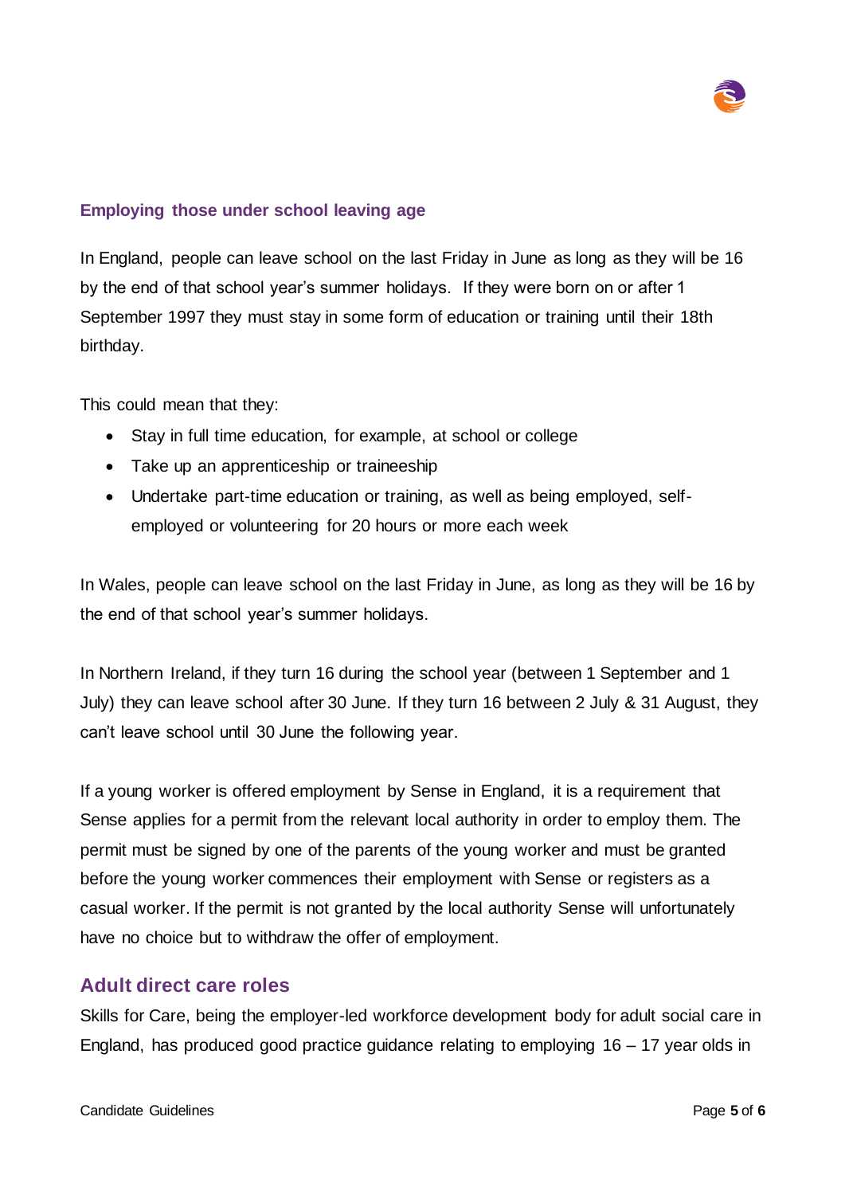### Employing those under school leaving age

In England, people can leave school on the last Friday in June as long as they will be 16 by the end of that school year's summer holidays. If they were born on or after 1 September 1997 they must stay in some form of education or training until their 18th birthday.

This could mean that they:

- Stay in full time education, for example, at school or college
- Take up an apprenticeship or traineeship
- Undertake part-time education or training, as well as being employed, self-employed or volunteering for 20 hours or more each week

In Wales, people can leave school on the last Friday in June, as long as they will be 16 by the end of that school year's summer holidays.

In Northern Ireland, if they turn 16 during the school year (between 1 September and 1 July) they can leave school after 30 June. If they turn 16 between 2 July & 31 August, they can't leave school until 30 June the following year.

If a young worker is offered employment by Sense in England, it is a requirement that Sense applies for a permit from the relevant local authority in order to employ them. The permit must be signed by one of the parents of the young worker and must be granted before the young worker commences their employment with Sense or registers as a casual worker. If the permit is not granted by the local authority Sense will unfortunately have no choice but to withdraw the offer of employment.

## Adult direct care roles

Skills for Care, being the employer-led workforce development body for adult social care in England, has produced good practice guidance relating to employing 16 – 17 year olds in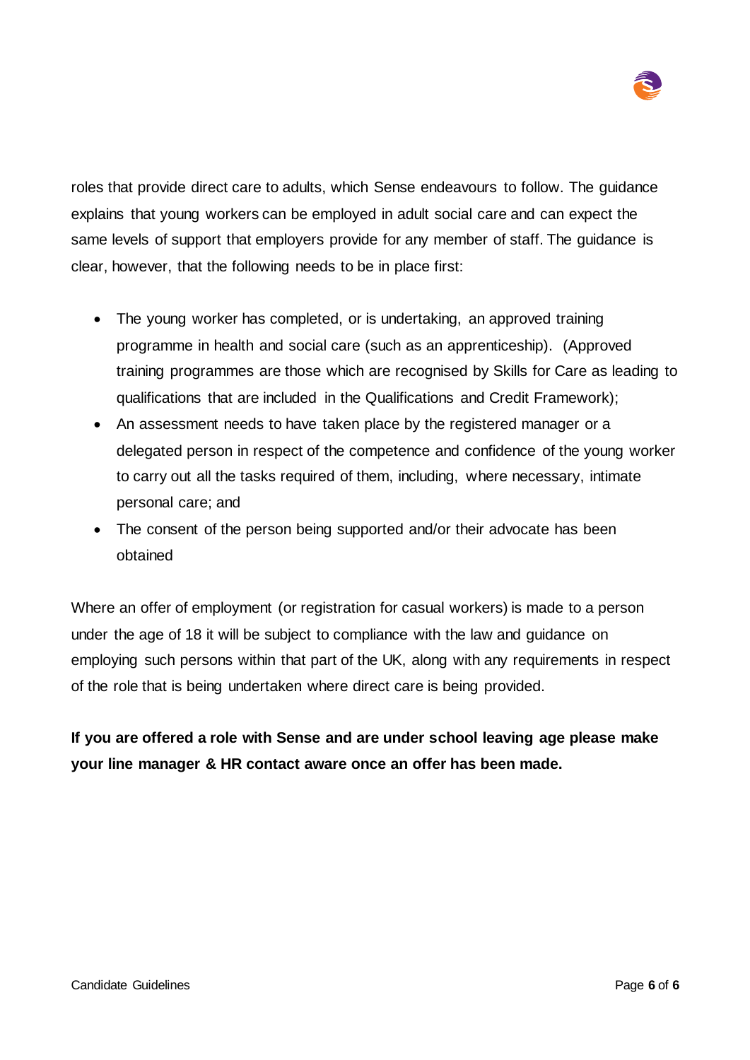roles that provide direct care to adults, which Sense endeavours to follow. The guidance explains that young workers can be employed in adult social care and can expect the same levels of support that employers provide for any member of staff. The guidance is clear, however, that the following needs to be in place first:

- The young worker has completed, or is undertaking, an approved training programme in health and social care (such as an apprenticeship). (Approved training programmes are those which are recognised by Skills for Care as leading to qualifications that are included in the Qualifications and Credit Framework);
- An assessment needs to have taken place by the registered manager or a delegated person in respect of the competence and confidence of the young worker to carry out all the tasks required of them, including, where necessary, intimate personal care; and
- The consent of the person being supported and/or their advocate has been obtained

Where an offer of employment (or registration for casual workers) is made to a person under the age of 18 it will be subject to compliance with the law and guidance on employing such persons within that part of the UK, along with any requirements in respect of the role that is being undertaken where direct care is being provided.

**If you are offered a role with Sense and are under school leaving age please make your line manager & HR contact aware once an offer has been made.**